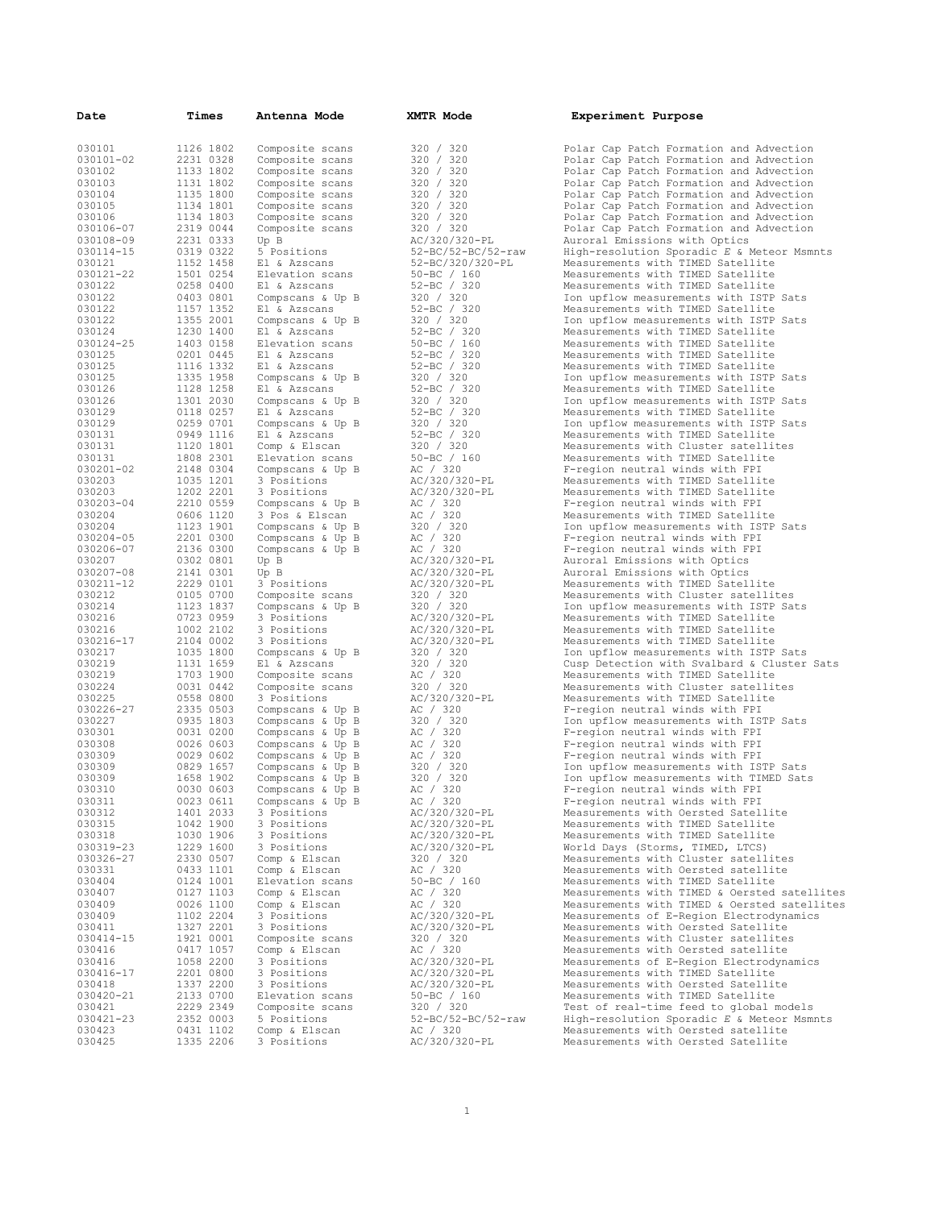| Date | Times | Antenna Mode | XMTR Mode | Experiment Purpose |
|---|---|---|---|---|
| 030101 | 1126 1802 | Composite scans | 320 / 320 | Polar Cap Patch Formation and Advection |
| 030101-02 | 2231 0328 | Composite scans | 320 / 320 | Polar Cap Patch Formation and Advection |
| 030102 | 1133 1802 | Composite scans | 320 / 320 | Polar Cap Patch Formation and Advection |
| 030103 | 1131 1802 | Composite scans | 320 / 320 | Polar Cap Patch Formation and Advection |
| 030104 | 1135 1800 | Composite scans | 320 / 320 | Polar Cap Patch Formation and Advection |
| 030105 | 1134 1801 | Composite scans | 320 / 320 | Polar Cap Patch Formation and Advection |
| 030106 | 1134 1803 | Composite scans | 320 / 320 | Polar Cap Patch Formation and Advection |
| 030106-07 | 2319 0044 | Composite scans | 320 / 320 | Polar Cap Patch Formation and Advection |
| 030108-09 | 2231 0333 | Up B | AC/320/320-PL | Auroral Emissions with Optics |
| 030114-15 | 0319 0322 | 5 Positions | 52-BC/52-BC/52-raw | High-resolution Sporadic *E* & Meteor Msmnts |
| 030121 | 1152 1458 | El & Azscans | 52-BC/320/320-PL | Measurements with TIMED Satellite |
| 030121-22 | 1501 0254 | Elevation scans | 50-BC / 160 | Measurements with TIMED Satellite |
| 030122 | 0258 0400 | El & Azscans | 52-BC / 320 | Measurements with TIMED Satellite |
| 030122 | 0403 0801 | Compscans & Up B | 320 / 320 | Ion upflow measurements with ISTP Sats |
| 030122 | 1157 1352 | El & Azscans | 52-BC / 320 | Measurements with TIMED Satellite |
| 030122 | 1355 2001 | Compscans & Up B | 320 / 320 | Ion upflow measurements with ISTP Sats |
| 030124 | 1230 1400 | El & Azscans | 52-BC / 320 | Measurements with TIMED Satellite |
| 030124-25 | 1403 0158 | Elevation scans | 50-BC / 160 | Measurements with TIMED Satellite |
| 030125 | 0201 0445 | El & Azscans | 52-BC / 320 | Measurements with TIMED Satellite |
| 030125 | 1116 1332 | El & Azscans | 52-BC / 320 | Measurements with TIMED Satellite |
| 030125 | 1335 1958 | Compscans & Up B | 320 / 320 | Ion upflow measurements with ISTP Sats |
| 030126 | 1128 1258 | El & Azscans | 52-BC / 320 | Measurements with TIMED Satellite |
| 030126 | 1301 2030 | Compscans & Up B | 320 / 320 | Ion upflow measurements with ISTP Sats |
| 030129 | 0118 0257 | El & Azscans | 52-BC / 320 | Measurements with TIMED Satellite |
| 030129 | 0259 0701 | Compscans & Up B | 320 / 320 | Ion upflow measurements with ISTP Sats |
| 030131 | 0949 1116 | El & Azscans | 52-BC / 320 | Measurements with TIMED Satellite |
| 030131 | 1120 1801 | Comp & Elscan | 320 / 320 | Measurements with Cluster satellites |
| 030131 | 1808 2301 | Elevation scans | 50-BC / 160 | Measurements with TIMED Satellite |
| 030201-02 | 2148 0304 | Compscans & Up B | AC / 320 | F-region neutral winds with FPI |
| 030203 | 1035 1201 | 3 Positions | AC/320/320-PL | Measurements with TIMED Satellite |
| 030203 | 1202 2201 | 3 Positions | AC/320/320-PL | Measurements with TIMED Satellite |
| 030203-04 | 2210 0559 | Compscans & Up B | AC / 320 | F-region neutral winds with FPI |
| 030204 | 0606 1120 | 3 Pos & Elscan | AC / 320 | Measurements with TIMED Satellite |
| 030204 | 1123 1901 | Compscans & Up B | 320 / 320 | Ion upflow measurements with ISTP Sats |
| 030204-05 | 2201 0300 | Compscans & Up B | AC / 320 | F-region neutral winds with FPI |
| 030206-07 | 2136 0300 | Compscans & Up B | AC / 320 | F-region neutral winds with FPI |
| 030207 | 0302 0801 | Up B | AC/320/320-PL | Auroral Emissions with Optics |
| 030207-08 | 2141 0301 | Up B | AC/320/320-PL | Auroral Emissions with Optics |
| 030211-12 | 2229 0101 | 3 Positions | AC/320/320-PL | Measurements with TIMED Satellite |
| 030212 | 0105 0700 | Composite scans | 320 / 320 | Measurements with Cluster satellites |
| 030214 | 1123 1837 | Compscans & Up B | 320 / 320 | Ion upflow measurements with ISTP Sats |
| 030216 | 0723 0959 | 3 Positions | AC/320/320-PL | Measurements with TIMED Satellite |
| 030216 | 1002 2102 | 3 Positions | AC/320/320-PL | Measurements with TIMED Satellite |
| 030216-17 | 2104 0002 | 3 Positions | AC/320/320-PL | Measurements with TIMED Satellite |
| 030217 | 1035 1800 | Compscans & Up B | 320 / 320 | Ion upflow measurements with ISTP Sats |
| 030219 | 1131 1659 | El & Azscans | 320 / 320 | Cusp Detection with Svalbard & Cluster Sats |
| 030219 | 1703 1900 | Composite scans | AC / 320 | Measurements with TIMED Satellite |
| 030224 | 0031 0442 | Composite scans | 320 / 320 | Measurements with Cluster satellites |
| 030225 | 0558 0800 | 3 Positions | AC/320/320-PL | Measurements with TIMED Satellite |
| 030226-27 | 2335 0503 | Compscans & Up B | AC / 320 | F-region neutral winds with FPI |
| 030227 | 0935 1803 | Compscans & Up B | 320 / 320 | Ion upflow measurements with ISTP Sats |
| 030301 | 0031 0200 | Compscans & Up B | AC / 320 | F-region neutral winds with FPI |
| 030308 | 0026 0603 | Compscans & Up B | AC / 320 | F-region neutral winds with FPI |
| 030309 | 0029 0602 | Compscans & Up B | AC / 320 | F-region neutral winds with FPI |
| 030309 | 0829 1657 | Compscans & Up B | 320 / 320 | Ion upflow measurements with ISTP Sats |
| 030309 | 1658 1902 | Compscans & Up B | 320 / 320 | Ion upflow measurements with TIMED Sats |
| 030310 | 0030 0603 | Compscans & Up B | AC / 320 | F-region neutral winds with FPI |
| 030311 | 0023 0611 | Compscans & Up B | AC / 320 | F-region neutral winds with FPI |
| 030312 | 1401 2033 | 3 Positions | AC/320/320-PL | Measurements with Oersted Satellite |
| 030315 | 1042 1900 | 3 Positions | AC/320/320-PL | Measurements with TIMED Satellite |
| 030318 | 1030 1906 | 3 Positions | AC/320/320-PL | Measurements with TIMED Satellite |
| 030319-23 | 1229 1600 | 3 Positions | AC/320/320-PL | World Days (Storms, TIMED, LTCS) |
| 030326-27 | 2330 0507 | Comp & Elscan | 320 / 320 | Measurements with Cluster satellites |
| 030331 | 0433 1101 | Comp & Elscan | AC / 320 | Measurements with Oersted satellite |
| 030404 | 0124 1001 | Elevation scans | 50-BC / 160 | Measurements with TIMED Satellite |
| 030407 | 0127 1103 | Comp & Elscan | AC / 320 | Measurements with TIMED & Oersted satellites |
| 030409 | 0026 1100 | Comp & Elscan | AC / 320 | Measurements with TIMED & Oersted satellites |
| 030409 | 1102 2204 | 3 Positions | AC/320/320-PL | Measurements of E-Region Electrodynamics |
| 030411 | 1327 2201 | 3 Positions | AC/320/320-PL | Measurements with Oersted Satellite |
| 030414-15 | 1921 0001 | Composite scans | 320 / 320 | Measurements with Cluster satellites |
| 030416 | 0417 1057 | Comp & Elscan | AC / 320 | Measurements with Oersted satellite |
| 030416 | 1058 2200 | 3 Positions | AC/320/320-PL | Measurements of E-Region Electrodynamics |
| 030416-17 | 2201 0800 | 3 Positions | AC/320/320-PL | Measurements with TIMED Satellite |
| 030418 | 1337 2200 | 3 Positions | AC/320/320-PL | Measurements with Oersted Satellite |
| 030420-21 | 2133 0700 | Elevation scans | 50-BC / 160 | Measurements with TIMED Satellite |
| 030421 | 2229 2349 | Composite scans | 320 / 320 | Test of real-time feed to global models |
| 030421-23 | 2352 0003 | 5 Positions | 52-BC/52-BC/52-raw | High-resolution Sporadic *E* & Meteor Msmnts |
| 030423 | 0431 1102 | Comp & Elscan | AC / 320 | Measurements with Oersted satellite |
| 030425 | 1335 2206 | 3 Positions | AC/320/320-PL | Measurements with Oersted Satellite |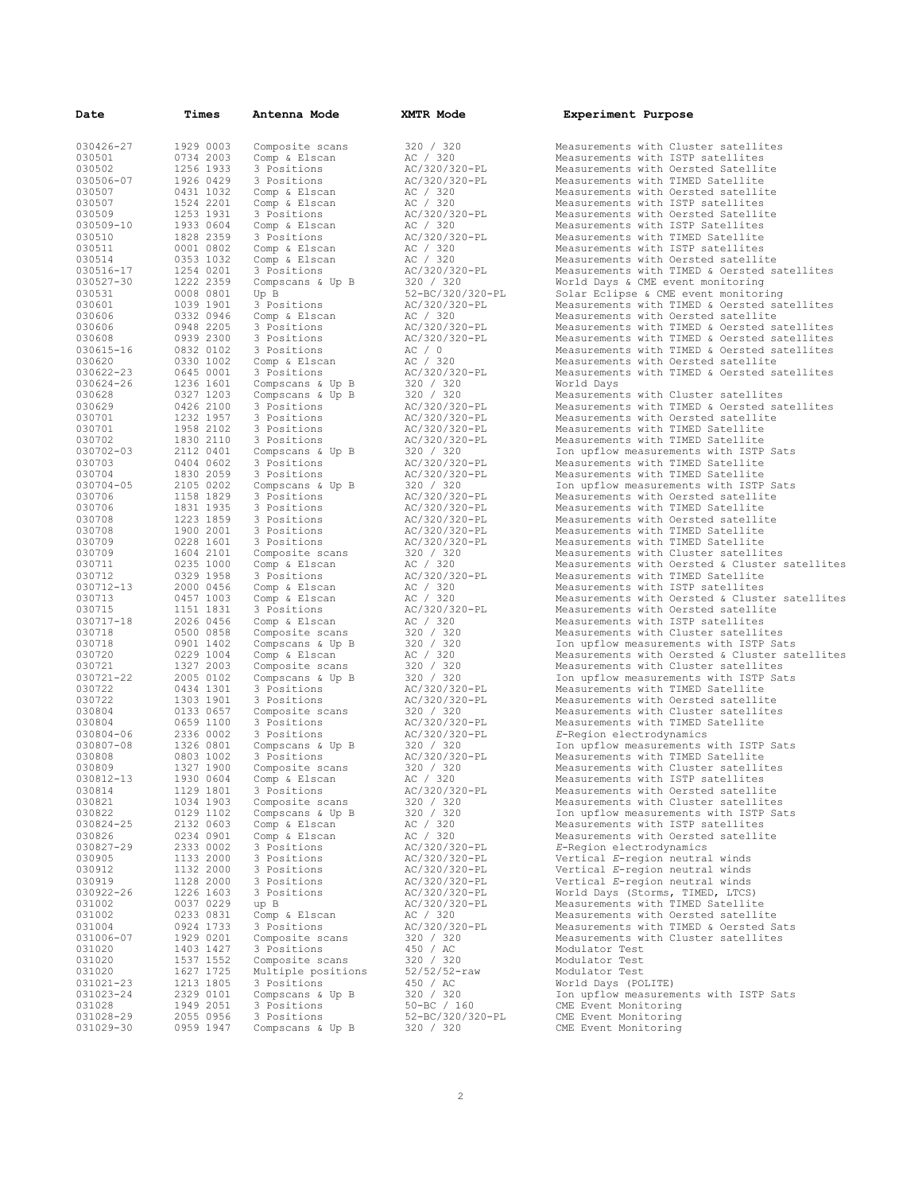| Date | Times | Antenna Mode | XMTR Mode | Experiment Purpose |
|---|---|---|---|---|
| 030426-27 | 1929 0003 | Composite scans | 320 / 320 | Measurements with Cluster satellites |
| 030501 | 0734 2003 | Comp & Elscan | AC / 320 | Measurements with ISTP satellites |
| 030502 | 1256 1933 | 3 Positions | AC/320/320-PL | Measurements with Oersted Satellite |
| 030506-07 | 1926 0429 | 3 Positions | AC/320/320-PL | Measurements with TIMED Satellite |
| 030507 | 0431 1032 | Comp & Elscan | AC / 320 | Measurements with Oersted satellite |
| 030507 | 1524 2201 | Comp & Elscan | AC / 320 | Measurements with ISTP satellites |
| 030509 | 1253 1931 | 3 Positions | AC/320/320-PL | Measurements with Oersted Satellite |
| 030509-10 | 1933 0604 | Comp & Elscan | AC / 320 | Measurements with ISTP Satellites |
| 030510 | 1828 2359 | 3 Positions | AC/320/320-PL | Measurements with TIMED Satellite |
| 030511 | 0001 0802 | Comp & Elscan | AC / 320 | Measurements with ISTP satellites |
| 030514 | 0353 1032 | Comp & Elscan | AC / 320 | Measurements with Oersted satellite |
| 030516-17 | 1254 0201 | 3 Positions | AC/320/320-PL | Measurements with TIMED & Oersted satellites |
| 030527-30 | 1222 2359 | Compscans & Up B | 320 / 320 | World Days & CME event monitoring |
| 030531 | 0008 0801 | Up B | 52-BC/320/320-PL | Solar Eclipse & CME event monitoring |
| 030601 | 1039 1901 | 3 Positions | AC/320/320-PL | Measurements with TIMED & Oersted satellites |
| 030606 | 0332 0946 | Comp & Elscan | AC / 320 | Measurements with Oersted satellite |
| 030606 | 0948 2205 | 3 Positions | AC/320/320-PL | Measurements with TIMED & Oersted satellites |
| 030608 | 0939 2300 | 3 Positions | AC/320/320-PL | Measurements with TIMED & Oersted satellites |
| 030615-16 | 0832 0102 | 3 Positions | AC / 0 | Measurements with TIMED & Oersted satellites |
| 030620 | 0330 1002 | Comp & Elscan | AC / 320 | Measurements with Oersted satellite |
| 030622-23 | 0645 0001 | 3 Positions | AC/320/320-PL | Measurements with TIMED & Oersted satellites |
| 030624-26 | 1236 1601 | Compscans & Up B | 320 / 320 | World Days |
| 030628 | 0327 1203 | Compscans & Up B | 320 / 320 | Measurements with Cluster satellites |
| 030629 | 0426 2100 | 3 Positions | AC/320/320-PL | Measurements with TIMED & Oersted satellites |
| 030701 | 1232 1957 | 3 Positions | AC/320/320-PL | Measurements with Oersted satellite |
| 030701 | 1958 2102 | 3 Positions | AC/320/320-PL | Measurements with TIMED Satellite |
| 030702 | 1830 2110 | 3 Positions | AC/320/320-PL | Measurements with TIMED Satellite |
| 030702-03 | 2112 0401 | Compscans & Up B | 320 / 320 | Ion upflow measurements with ISTP Sats |
| 030703 | 0404 0602 | 3 Positions | AC/320/320-PL | Measurements with TIMED Satellite |
| 030704 | 1830 2059 | 3 Positions | AC/320/320-PL | Measurements with TIMED Satellite |
| 030704-05 | 2105 0202 | Compscans & Up B | 320 / 320 | Ion upflow measurements with ISTP Sats |
| 030706 | 1158 1829 | 3 Positions | AC/320/320-PL | Measurements with Oersted satellite |
| 030706 | 1831 1935 | 3 Positions | AC/320/320-PL | Measurements with TIMED Satellite |
| 030708 | 1223 1859 | 3 Positions | AC/320/320-PL | Measurements with Oersted satellite |
| 030708 | 1900 2001 | 3 Positions | AC/320/320-PL | Measurements with TIMED Satellite |
| 030709 | 0228 1601 | 3 Positions | AC/320/320-PL | Measurements with TIMED Satellite |
| 030709 | 1604 2101 | Composite scans | 320 / 320 | Measurements with Cluster satellites |
| 030711 | 0235 1000 | Comp & Elscan | AC / 320 | Measurements with Oersted & Cluster satellites |
| 030712 | 0329 1958 | 3 Positions | AC/320/320-PL | Measurements with TIMED Satellite |
| 030712-13 | 2000 0456 | Comp & Elscan | AC / 320 | Measurements with ISTP satellites |
| 030713 | 0457 1003 | Comp & Elscan | AC / 320 | Measurements with Oersted & Cluster satellites |
| 030715 | 1151 1831 | 3 Positions | AC/320/320-PL | Measurements with Oersted satellite |
| 030717-18 | 2026 0456 | Comp & Elscan | AC / 320 | Measurements with ISTP satellites |
| 030718 | 0500 0858 | Composite scans | 320 / 320 | Measurements with Cluster satellites |
| 030718 | 0901 1402 | Compscans & Up B | 320 / 320 | Ion upflow measurements with ISTP Sats |
| 030720 | 0229 1004 | Comp & Elscan | AC / 320 | Measurements with Oersted & Cluster satellites |
| 030721 | 1327 2003 | Composite scans | 320 / 320 | Measurements with Cluster satellites |
| 030721-22 | 2005 0102 | Compscans & Up B | 320 / 320 | Ion upflow measurements with ISTP Sats |
| 030722 | 0434 1301 | 3 Positions | AC/320/320-PL | Measurements with TIMED Satellite |
| 030722 | 1303 1901 | 3 Positions | AC/320/320-PL | Measurements with Oersted satellite |
| 030804 | 0133 0657 | Composite scans | 320 / 320 | Measurements with Cluster satellites |
| 030804 | 0659 1100 | 3 Positions | AC/320/320-PL | Measurements with TIMED Satellite |
| 030804-06 | 2336 0002 | 3 Positions | AC/320/320-PL | *E*-Region electrodynamics |
| 030807-08 | 1326 0801 | Compscans & Up B | 320 / 320 | Ion upflow measurements with ISTP Sats |
| 030808 | 0803 1002 | 3 Positions | AC/320/320-PL | Measurements with TIMED Satellite |
| 030809 | 1327 1900 | Composite scans | 320 / 320 | Measurements with Cluster satellites |
| 030812-13 | 1930 0604 | Comp & Elscan | AC / 320 | Measurements with ISTP satellites |
| 030814 | 1129 1801 | 3 Positions | AC/320/320-PL | Measurements with Oersted satellite |
| 030821 | 1034 1903 | Composite scans | 320 / 320 | Measurements with Cluster satellites |
| 030822 | 0129 1102 | Compscans & Up B | 320 / 320 | Ion upflow measurements with ISTP Sats |
| 030824-25 | 2132 0603 | Comp & Elscan | AC / 320 | Measurements with ISTP satellites |
| 030826 | 0234 0901 | Comp & Elscan | AC / 320 | Measurements with Oersted satellite |
| 030827-29 | 2333 0002 | 3 Positions | AC/320/320-PL | *E*-Region electrodynamics |
| 030905 | 1133 2000 | 3 Positions | AC/320/320-PL | Vertical *E*-region neutral winds |
| 030912 | 1132 2000 | 3 Positions | AC/320/320-PL | Vertical *E*-region neutral winds |
| 030919 | 1128 2000 | 3 Positions | AC/320/320-PL | Vertical *E*-region neutral winds |
| 030922-26 | 1226 1603 | 3 Positions | AC/320/320-PL | World Days (Storms, TIMED, LTCS) |
| 031002 | 0037 0229 | up B | AC/320/320-PL | Measurements with TIMED Satellite |
| 031002 | 0233 0831 | Comp & Elscan | AC / 320 | Measurements with Oersted satellite |
| 031004 | 0924 1733 | 3 Positions | AC/320/320-PL | Measurements with TIMED & Oersted Sats |
| 031006-07 | 1929 0201 | Composite scans | 320 / 320 | Measurements with Cluster satellites |
| 031020 | 1403 1427 | 3 Positions | 450 / AC | Modulator Test |
| 031020 | 1537 1552 | Composite scans | 320 / 320 | Modulator Test |
| 031020 | 1627 1725 | Multiple positions | 52/52/52-raw | Modulator Test |
| 031021-23 | 1213 1805 | 3 Positions | 450 / AC | World Days (POLITE) |
| 031023-24 | 2329 0101 | Compscans & Up B | 320 / 320 | Ion upflow measurements with ISTP Sats |
| 031028 | 1949 2051 | 3 Positions | 50-BC / 160 | CME Event Monitoring |
| 031028-29 | 2055 0956 | 3 Positions | 52-BC/320/320-PL | CME Event Monitoring |
| 031029-30 | 0959 1947 | Compscans & Up B | 320 / 320 | CME Event Monitoring |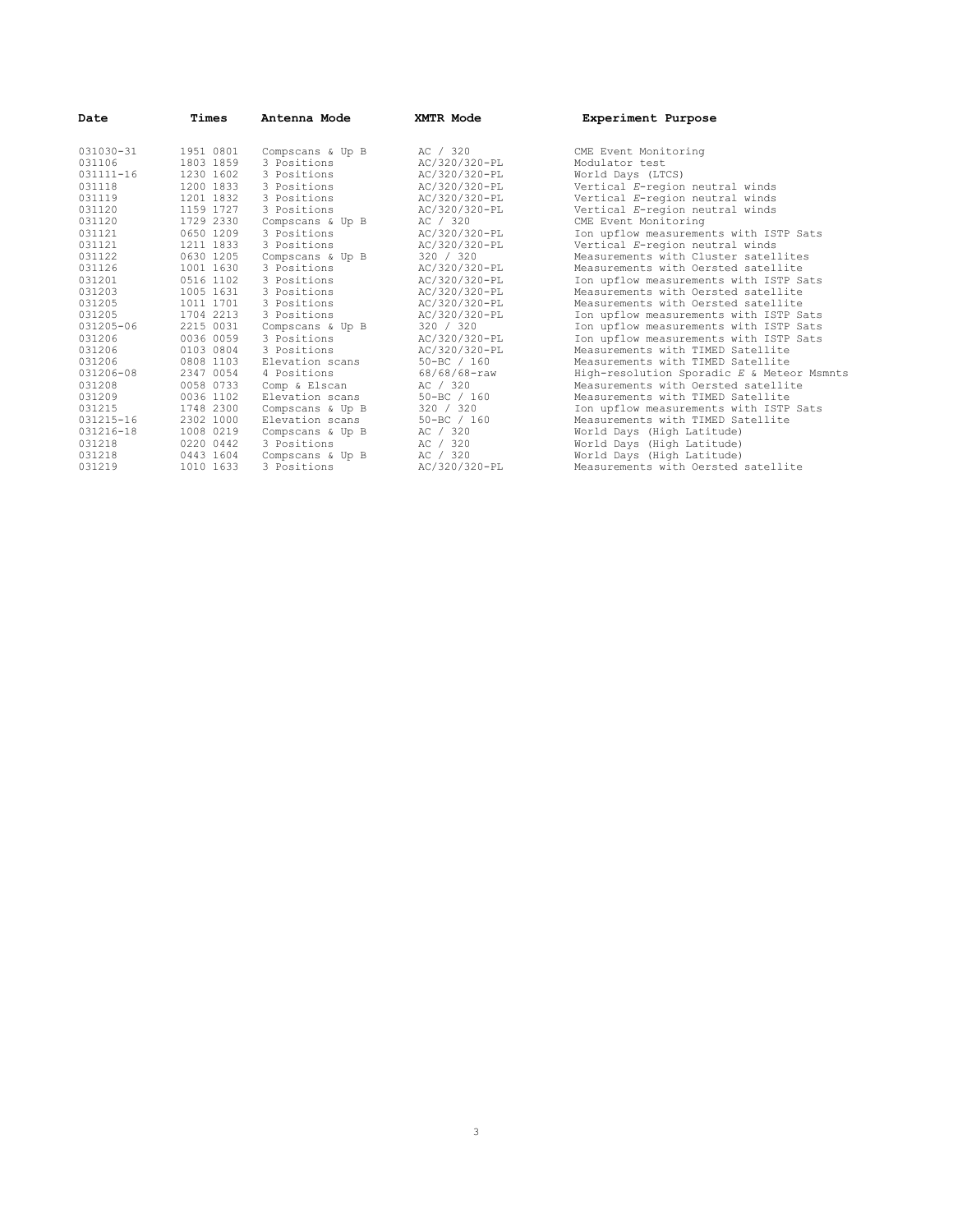| Date | Times | Antenna Mode | XMTR Mode | Experiment Purpose |
|---|---|---|---|---|
| 031030-31 | 1951 0801 | Compscans & Up B | AC / 320 | CME Event Monitoring |
| 031106 | 1803 1859 | 3 Positions | AC/320/320-PL | Modulator test |
| 031111-16 | 1230 1602 | 3 Positions | AC/320/320-PL | World Days (LTCS) |
| 031118 | 1200 1833 | 3 Positions | AC/320/320-PL | Vertical *E*-region neutral winds |
| 031119 | 1201 1832 | 3 Positions | AC/320/320-PL | Vertical *E*-region neutral winds |
| 031120 | 1159 1727 | 3 Positions | AC/320/320-PL | Vertical *E*-region neutral winds |
| 031120 | 1729 2330 | Compscans & Up B | AC / 320 | CME Event Monitoring |
| 031121 | 0650 1209 | 3 Positions | AC/320/320-PL | Ion upflow measurements with ISTP Sats |
| 031121 | 1211 1833 | 3 Positions | AC/320/320-PL | Vertical *E*-region neutral winds |
| 031122 | 0630 1205 | Compscans & Up B | 320 / 320 | Measurements with Cluster satellites |
| 031126 | 1001 1630 | 3 Positions | AC/320/320-PL | Measurements with Oersted satellite |
| 031201 | 0516 1102 | 3 Positions | AC/320/320-PL | Ion upflow measurements with ISTP Sats |
| 031203 | 1005 1631 | 3 Positions | AC/320/320-PL | Measurements with Oersted satellite |
| 031205 | 1011 1701 | 3 Positions | AC/320/320-PL | Measurements with Oersted satellite |
| 031205 | 1704 2213 | 3 Positions | AC/320/320-PL | Ion upflow measurements with ISTP Sats |
| 031205-06 | 2215 0031 | Compscans & Up B | 320 / 320 | Ion upflow measurements with ISTP Sats |
| 031206 | 0036 0059 | 3 Positions | AC/320/320-PL | Ion upflow measurements with ISTP Sats |
| 031206 | 0103 0804 | 3 Positions | AC/320/320-PL | Measurements with TIMED Satellite |
| 031206 | 0808 1103 | Elevation scans | 50-BC / 160 | Measurements with TIMED Satellite |
| 031206-08 | 2347 0054 | 4 Positions | 68/68/68-raw | High-resolution Sporadic *E* & Meteor Msmnts |
| 031208 | 0058 0733 | Comp & Elscan | AC / 320 | Measurements with Oersted satellite |
| 031209 | 0036 1102 | Elevation scans | 50-BC / 160 | Measurements with TIMED Satellite |
| 031215 | 1748 2300 | Compscans & Up B | 320 / 320 | Ion upflow measurements with ISTP Sats |
| 031215-16 | 2302 1000 | Elevation scans | 50-BC / 160 | Measurements with TIMED Satellite |
| 031216-18 | 1008 0219 | Compscans & Up B | AC / 320 | World Days (High Latitude) |
| 031218 | 0220 0442 | 3 Positions | AC / 320 | World Days (High Latitude) |
| 031218 | 0443 1604 | Compscans & Up B | AC / 320 | World Days (High Latitude) |
| 031219 | 1010 1633 | 3 Positions | AC/320/320-PL | Measurements with Oersted satellite |